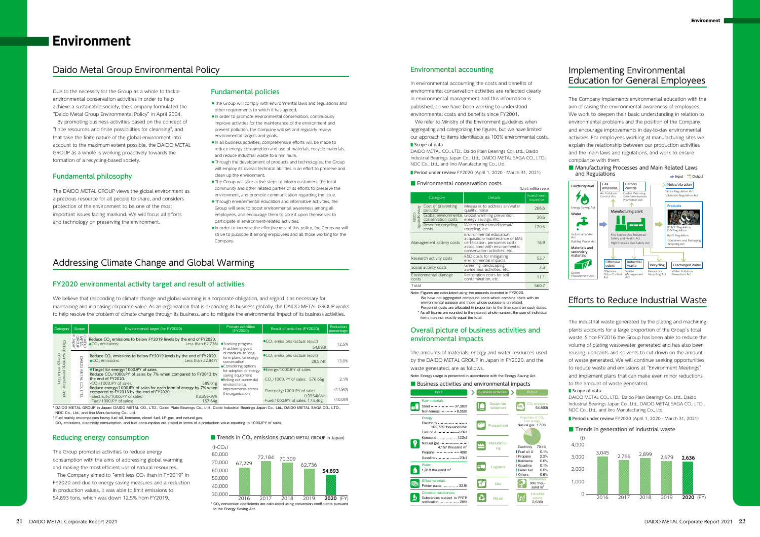# Environment

## Daido Metal Group Environmental Policy

Due to the necessity for the Group as a whole to tackle environmental conservation activities in order to help achieve a sustainable society, the Company formulated the "Daido Metal Group Environmental Policy" in April 2004.

By promoting business activities based on the concept of "finite resources and finite possibilities for cleansing", and that take the finite nature of the global environment into account to the maximum extent possible, the DAIDO METAL GROUP as a whole is working proactively towards the formation of a recycling-based society.

### Fundamental philosophy

The DAIDO METAL GROUP views the global environment as a precious resource for all people to share, and considers protection of the environment to be one of the most important issues facing mankind. We will focus all efforts and technology on preserving the environment.

### Fundamental policies

- The Group will comply with environmental laws and regulations and other requirements to which it has agreed.
- In order to promote environmental conservation, continuously improve activities for the maintenance of the environment and prevent pollution, the Company will set and regularly review environmental targets and goals.
- In all business activities, comprehensive efforts will be made to reduce energy consumption and use of materials, recycle materials, and reduce industrial waste to a minimum.
- Through the development of products and technologies, the Group will employ its overall technical abilities in an effort to preserve and clean up the environment.
- The Group will take active steps to inform customers, the local community and other related parties of its efforts to preserve the environment, and promote communication regarding the issue.
- Through environmental education and informative activities, the Group will seek to boost environmental awareness among all employees, and encourage them to take it upon themselves to participate in environment-related activities.
- In order to increase the effectiveness of this policy, the Company will strive to publicize it among employees and all those working for the Company.

## Addressing Climate Change and Global Warming

### FY2020 environmental activity target and result of activities

We believe that responding to climate change and global warming is a corporate obligation, and regard it as necessary for maintaining and increasing corporate value. As an organization that is expanding its business globally, the DAIDO METAL GROUP works to help resolve the problem of climate change through its business, and to mitigate the environmental impact of its business activities.

| Category | Scope | Environmental target (for FY2020) | Primary activities (FY2020) | Result of activities (FY2020) | Reduction percentage |
|---|---|---|---|---|---|
| Global warming prevention and energy reduction | DAIDO METAL GROUP in Japan | Reduce $CO_2$ emissions to below FY2019 levels by the end of FY2020. ●$CO_2$ emissions: Less than 62,736t | ●Tracking progress in achieving goals of medium- to long-term plans for energy conservation ●Considering options for adoption of energy-saving equipment ●Rolling out successful environmental improvements across the organization | ●$CO_2$ emissions (actual result) 54,893t | 12.5% |
| | DAIDO METAL CO., LTD. | Reduce $CO_2$ emissions to below FY2019 levels by the end of FY2020. ●$CO_2$ emissions: Less than 32,847t | | ●$CO_2$ emissions (actual result) 28,574t | 13.0% |
| | | ●Target for energy/1000JPY of sales Reduce $CO_2$/1000JPY of sales by 7% when compared to FY2013 by the end of FY2020. -$CO_2$/1000JPY of sales: 589.01g | | ●Energy/1000JPY of sales -$CO_2$/1000JPY of sales: 576.65g | 2.1% |
| | | Reduce energy/1000JPY of sales for each form of energy by 7% when compared to FY2013 by the end of FY2020. -Electricity/1000JPY of sales: 0.8358kWh -Fuel/1000JPY of sales: 157.64g | | -Electricity/1000JPY of sales: 0.9354kWh -Fuel/1000JPY of sales: 173.46g | (11.9)% (10.0)% |

* DAIDO METAL GROUP in Japan: DAIDO METAL CO., LTD., Daido Plain Bearings Co., Ltd., Daido Industrial Bearings Japan Co., Ltd., DAIDO METAL SAGA CO., LTD., NDC Co., Ltd., and Lino Manufacturing Co., Ltd.

* Fuel mainly encompasses heavy fuel oil, kerosene, diesel fuel, LP gas, and natural gas.

$CO_2$ emissions, electricity consumption, and fuel consumption are stated in terms of a production value equating to 1000JPY of sales.

### Reducing energy consumption

The Group promotes activities to reduce energy consumption with the aims of addressing global warming and making the most efficient use of natural resources.

The Company aimed to "emit less $CO_2$ than in FY2019" in FY2020 and due to energy saving measures and a reduction in production values, it was able to limit emissions to 54,893 tons, which was down 12.5% from FY2019.

■ Trends in $CO_2$ emissions (DAIDO METAL GROUP in Japan)

(t-$CO_2$)

| FY | 2016 | 2017 | 2018 | 2019 | 2020 |
|---|---|---|---|---|---|
| $CO_2$ emissions | 67,229 | 72,184 | 70,309 | 62,736 | **54,893** |

* $CO_2$ conversion coefficients are calculated using conversion coefficients pursuant to the Energy Saving Act.

### Environmental accounting

In environmental accounting the costs and benefits of environmental conservation activities are reflected clearly in environmental management and this information is published, so we have been working to understand environmental costs and benefits since FY2001.

We refer to Ministry of the Environment guidelines when aggregating and categorizing the figures, but we have limited our approach to items identifiable as 100% environmental costs.

**Scope of data**

DAIDO METAL CO., LTD., Daido Plain Bearings Co., Ltd., Daido Industrial Bearings Japan Co., Ltd., DAIDO METAL SAGA CO., LTD., NDC Co., Ltd., and Lino Manufacturing Co., Ltd.

**Period under review** FY2020 (April 1, 2020 - March 31, 2021)

■ Environmental conservation costs

(Unit: million yen)

| Category | | Details | Investment expense |
|---|---|---|---|
| Area-specific costs | Cost of preventing pollution | Measures to address air/water quality, noise | 268.6 |
| | Global environmental conservation costs | Global warming prevention, energy savings, etc. | 30.5 |
| | Resource recycling costs | Waste reduction/disposal/recycling, etc. | 170.6 |
| Management activity costs | | Environmental education, acquisition/maintenance of EMS certification, personnel costs associated with environmental conservation activities, etc. | 18.9 |
| Research activity costs | | R&D costs for mitigating environmental impacts | 53.7 |
| Social activity costs | | Greening, landscaping, awareness activities, etc. | 7.3 |
| Environmental damage costs | | Restoration costs for soil contamination, etc. | 11.1 |
| Total | | | 560.7 |

Note: Figures are calculated using the amounts invested in FY2020.
We have not aggregated compound costs which combine costs with an environmental purpose and those whose purpose is unrelated.
Personnel costs are allocated in proportion to the time spent on such duties.
* As all figures are rounded to the nearest whole number, the sum of individual items may not exactly equal the total.

### Overall picture of business activities and environmental impacts

The amounts of materials, energy and water resources used by the DAIDO METAL GROUP in Japan in FY2020, and the waste generated, are as follows.

Note: Energy usage is presented in accordance with the Energy Saving Act.

■ Business activities and environmental impacts

**Input**
- Raw materials: Steel 37,383t; Non-ferrous 8,059t
- Energy: Electricity 102,739 thousand kWh; Fuel oil A 28kℓ; Kerosene 122kℓ; Natural gas 4,157 thousand m³; Propane 408t; Gasoline 23kℓ
- Water: 1,018 thousand m³
- Office materials: Printer paper 32.9t
- Chemical substances: Substances subject to PRTR notification 285t

**Business activities**: Design/development → Procurement → Manufacturing → Logistics → Use → Reuse

**Output**
- $CO_2$ emissions 54,893t
- Proportion of $CO_2$ from energy: Natural gas 17.0%, Electricity 79.4%, Fuel oil A 0.1%, Propane 2.2%, Kerosene 0.6%, Gasoline 0.1%, Diesel fuel 0.0%, Others 0.6%
- Wastewater 990 thousand m³
- Industrial waste 2,636t

## Implementing Environmental Education for General Employees

The Company implements environmental education with the aim of raising the environmental awareness of employees. We work to deepen their basic understanding in relation to environmental problems and the position of the Company, and encourage improvements in day-to-day environmental activities. For employees working at manufacturing sites we explain the relationship between our production activities and the main laws and regulations, and work to ensure compliance with them.

■ Manufacturing Processes and Main Related Laws and Regulations

(➡ Input ➡ Output)

- Electricity/fuel: Energy Saving Act
- Water: Industrial Water Act, Building Water Act
- Materials and secondary materials: Green Procurement Act
- Gas emissions: Air Pollution Control Act
- Carbon dioxide: Global Warming Countermeasures Promotion Act
- Noise/vibration: Noise Regulation Act, Vibration Regulation Act
- Manufacturing plant: Fire Service Act, Industrial Safety and Health Act, High Pressure Gas Safety Act
- Products: REACH Regulation, ELV Regulation, RoHS Regulation, Containers and Packaging Recycling Act
- Offensive odors: Offensive Odor Control Act
- Industrial waste: Waste Management Act
- Recycling: Resources Recycling Act
- Discharged water: Water Pollution Prevention Act

## Efforts to Reduce Industrial Waste

The industrial waste generated by the plating and machining plants accounts for a large proportion of the Group's total waste. Since FY2016 the Group has been able to reduce the volume of plating wastewater generated and has also been reusing lubricants and solvents to cut down on the amount of waste generated. We will continue seeking opportunities to reduce waste and emissions at "Environment Meetings" and implement plans that can make even minor reductions to the amount of waste generated.

**Scope of data**

DAIDO METAL CO., LTD., Daido Plain Bearings Co., Ltd., Daido Industrial Bearings Japan Co., Ltd., DAIDO METAL SAGA CO., LTD., NDC Co., Ltd., and Lino Manufacturing Co., Ltd.

**Period under review** FY2020 (April 1, 2020 - March 31, 2021)

■ Trends in generation of industrial waste

(t)

| FY | 2016 | 2017 | 2018 | 2019 | 2020 |
|---|---|---|---|---|---|
| Industrial waste | 3,045 | 2,766 | 2,899 | 2,679 | **2,636** |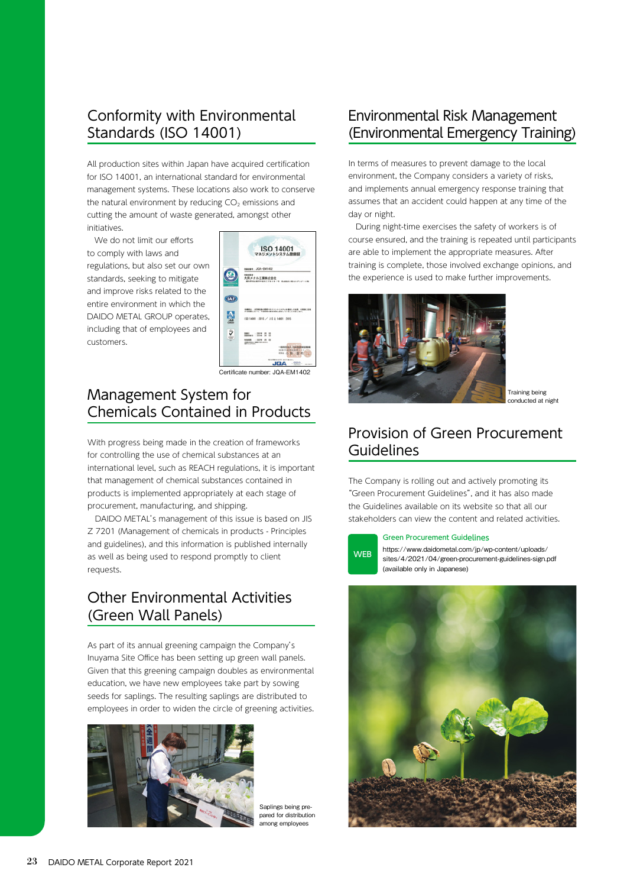## Conformity with Environmental Standards (ISO 14001)

All production sites within Japan have acquired certification for ISO 14001, an international standard for environmental management systems. These locations also work to conserve the natural environment by reducing $CO_2$ emissions and cutting the amount of waste generated, amongst other initiatives.

We do not limit our efforts to comply with laws and regulations, but also set our own standards, seeking to mitigate and improve risks related to the entire environment in which the DAIDO METAL GROUP operates, including that of employees and customers.

Certificate number: JQA-EM1402

## Management System for Chemicals Contained in Products

With progress being made in the creation of frameworks for controlling the use of chemical substances at an international level, such as REACH regulations, it is important that management of chemical substances contained in products is implemented appropriately at each stage of procurement, manufacturing, and shipping.

DAIDO METAL's management of this issue is based on JIS Z 7201 (Management of chemicals in products - Principles and guidelines), and this information is published internally as well as being used to respond promptly to client requests.

## Other Environmental Activities (Green Wall Panels)

As part of its annual greening campaign the Company's Inuyama Site Office has been setting up green wall panels. Given that this greening campaign doubles as environmental education, we have new employees take part by sowing seeds for saplings. The resulting saplings are distributed to employees in order to widen the circle of greening activities.

Saplings being prepared for distribution among employees

## Environmental Risk Management (Environmental Emergency Training)

In terms of measures to prevent damage to the local environment, the Company considers a variety of risks, and implements annual emergency response training that assumes that an accident could happen at any time of the day or night.

During night-time exercises the safety of workers is of course ensured, and the training is repeated until participants are able to implement the appropriate measures. After training is complete, those involved exchange opinions, and the experience is used to make further improvements.

Training being conducted at night

## Provision of Green Procurement Guidelines

The Company is rolling out and actively promoting its "Green Procurement Guidelines", and it has also made the Guidelines available on its website so that all our stakeholders can view the content and related activities.

WEB **Green Procurement Guidelines**
https://www.daidometal.com/jp/wp-content/uploads/sites/4/2021/04/green-procurement-guidelines-sign.pdf
(available only in Japanese)